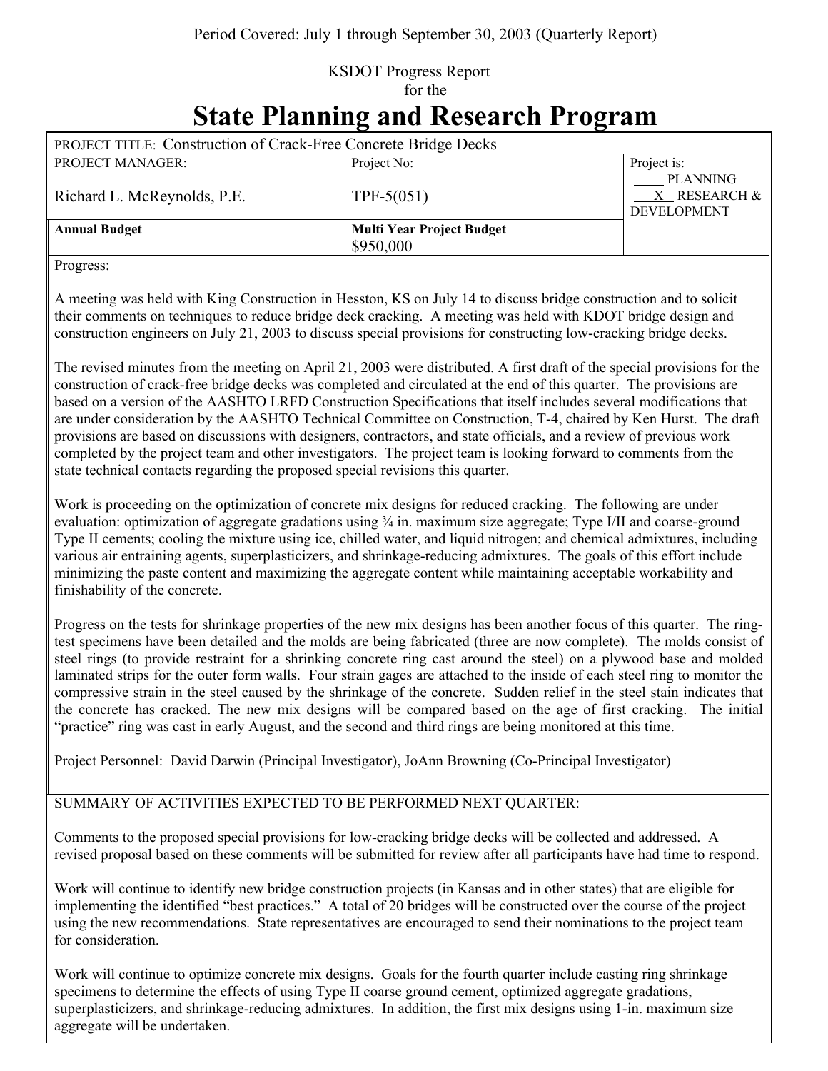Period Covered: July 1 through September 30, 2003 (Quarterly Report)

KSDOT Progress Report
for the

# State Planning and Research Program

| PROJECT TITLE: Construction of Crack-Free Concrete Bridge Decks | | |
|---|---|---|
| PROJECT MANAGER:<br><br>Richard L. McReynolds, P.E. | Project No:<br><br>TPF-5(051) | Project is:<br>____ PLANNING<br>__X__ RESEARCH & DEVELOPMENT |
| **Annual Budget** | **Multi Year Project Budget**<br>$950,000 | |

Progress:

A meeting was held with King Construction in Hesston, KS on July 14 to discuss bridge construction and to solicit their comments on techniques to reduce bridge deck cracking. A meeting was held with KDOT bridge design and construction engineers on July 21, 2003 to discuss special provisions for constructing low-cracking bridge decks.

The revised minutes from the meeting on April 21, 2003 were distributed. A first draft of the special provisions for the construction of crack-free bridge decks was completed and circulated at the end of this quarter. The provisions are based on a version of the AASHTO LRFD Construction Specifications that itself includes several modifications that are under consideration by the AASHTO Technical Committee on Construction, T-4, chaired by Ken Hurst. The draft provisions are based on discussions with designers, contractors, and state officials, and a review of previous work completed by the project team and other investigators. The project team is looking forward to comments from the state technical contacts regarding the proposed special revisions this quarter.

Work is proceeding on the optimization of concrete mix designs for reduced cracking. The following are under evaluation: optimization of aggregate gradations using ¾ in. maximum size aggregate; Type I/II and coarse-ground Type II cements; cooling the mixture using ice, chilled water, and liquid nitrogen; and chemical admixtures, including various air entraining agents, superplasticizers, and shrinkage-reducing admixtures. The goals of this effort include minimizing the paste content and maximizing the aggregate content while maintaining acceptable workability and finishability of the concrete.

Progress on the tests for shrinkage properties of the new mix designs has been another focus of this quarter. The ring-test specimens have been detailed and the molds are being fabricated (three are now complete). The molds consist of steel rings (to provide restraint for a shrinking concrete ring cast around the steel) on a plywood base and molded laminated strips for the outer form walls. Four strain gages are attached to the inside of each steel ring to monitor the compressive strain in the steel caused by the shrinkage of the concrete. Sudden relief in the steel stain indicates that the concrete has cracked. The new mix designs will be compared based on the age of first cracking. The initial "practice" ring was cast in early August, and the second and third rings are being monitored at this time.

Project Personnel: David Darwin (Principal Investigator), JoAnn Browning (Co-Principal Investigator)

SUMMARY OF ACTIVITIES EXPECTED TO BE PERFORMED NEXT QUARTER:

Comments to the proposed special provisions for low-cracking bridge decks will be collected and addressed. A revised proposal based on these comments will be submitted for review after all participants have had time to respond.

Work will continue to identify new bridge construction projects (in Kansas and in other states) that are eligible for implementing the identified "best practices." A total of 20 bridges will be constructed over the course of the project using the new recommendations. State representatives are encouraged to send their nominations to the project team for consideration.

Work will continue to optimize concrete mix designs. Goals for the fourth quarter include casting ring shrinkage specimens to determine the effects of using Type II coarse ground cement, optimized aggregate gradations, superplasticizers, and shrinkage-reducing admixtures. In addition, the first mix designs using 1-in. maximum size aggregate will be undertaken.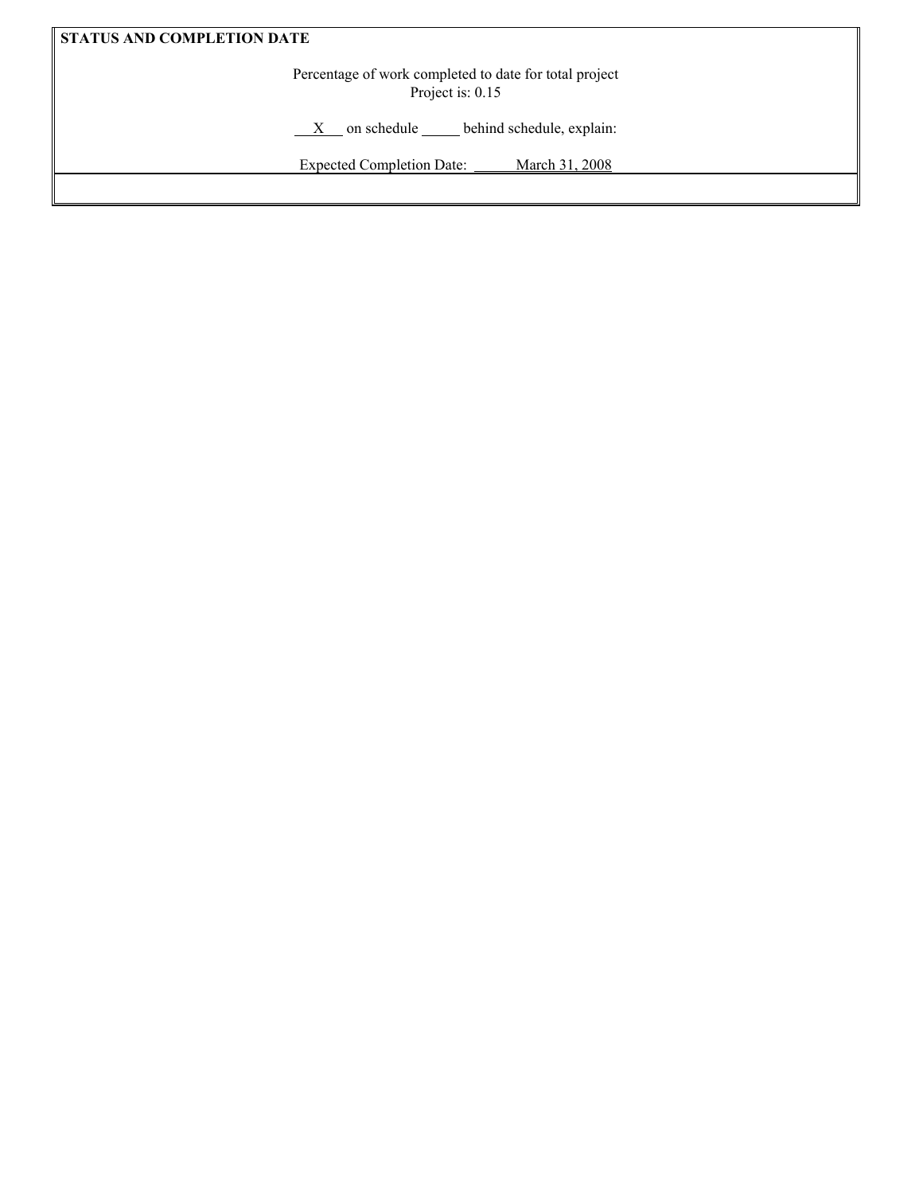**STATUS AND COMPLETION DATE**

Percentage of work completed to date for total project
Project is: 0.15

\_\_X\_\_ on schedule \_\_\_\_\_ behind schedule, explain:

Expected Completion Date: \_\_\_\_\_\_March 31, 2008